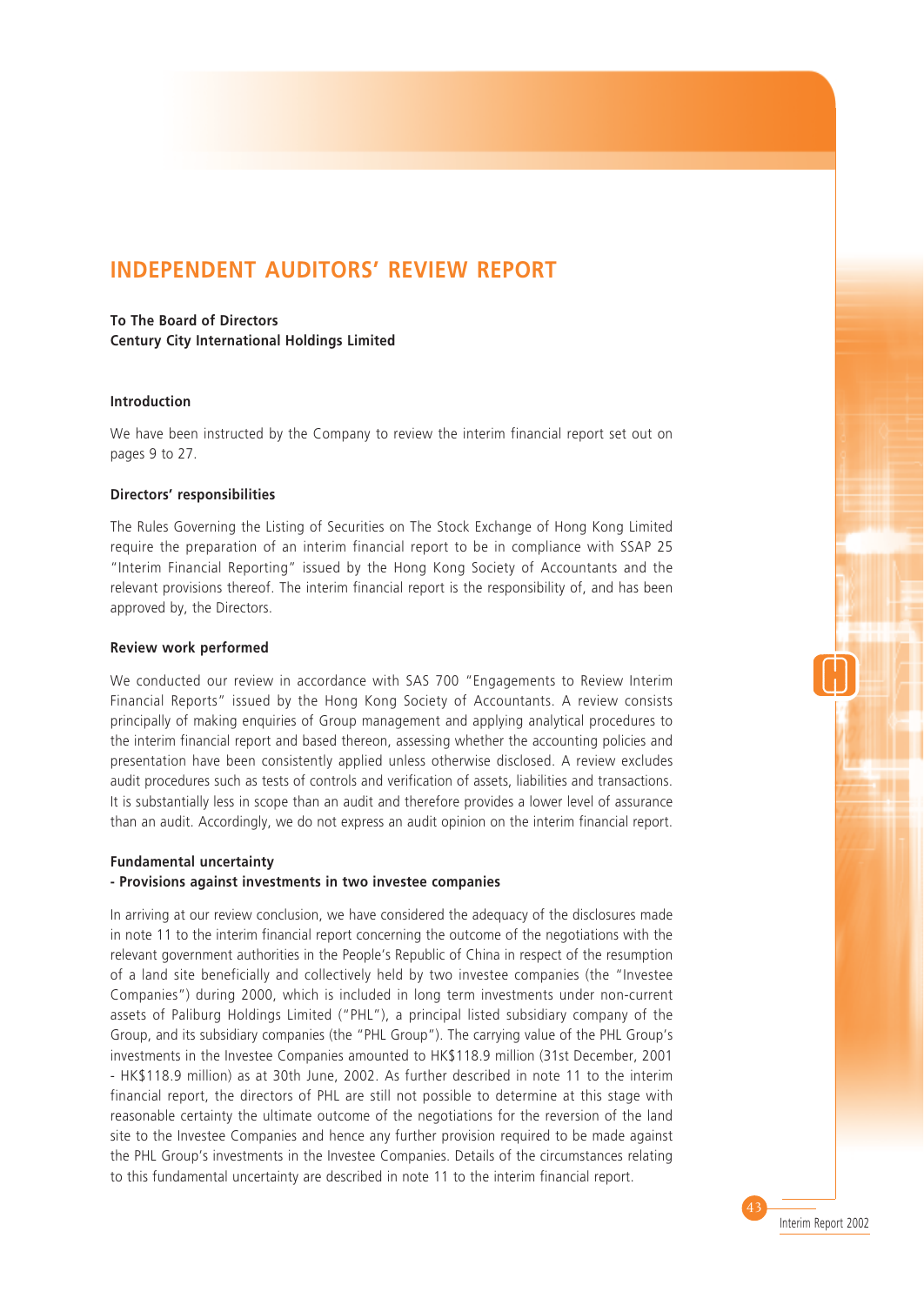# INDEPENDENT AUDITORS' REVIEW REPORT

**To The Board of Directors**
**Century City International Holdings Limited**

**Introduction**

We have been instructed by the Company to review the interim financial report set out on pages 9 to 27.

**Directors' responsibilities**

The Rules Governing the Listing of Securities on The Stock Exchange of Hong Kong Limited require the preparation of an interim financial report to be in compliance with SSAP 25 "Interim Financial Reporting" issued by the Hong Kong Society of Accountants and the relevant provisions thereof. The interim financial report is the responsibility of, and has been approved by, the Directors.

**Review work performed**

We conducted our review in accordance with SAS 700 "Engagements to Review Interim Financial Reports" issued by the Hong Kong Society of Accountants. A review consists principally of making enquiries of Group management and applying analytical procedures to the interim financial report and based thereon, assessing whether the accounting policies and presentation have been consistently applied unless otherwise disclosed. A review excludes audit procedures such as tests of controls and verification of assets, liabilities and transactions. It is substantially less in scope than an audit and therefore provides a lower level of assurance than an audit. Accordingly, we do not express an audit opinion on the interim financial report.

**Fundamental uncertainty**
**- Provisions against investments in two investee companies**

In arriving at our review conclusion, we have considered the adequacy of the disclosures made in note 11 to the interim financial report concerning the outcome of the negotiations with the relevant government authorities in the People's Republic of China in respect of the resumption of a land site beneficially and collectively held by two investee companies (the "Investee Companies") during 2000, which is included in long term investments under non-current assets of Paliburg Holdings Limited ("PHL"), a principal listed subsidiary company of the Group, and its subsidiary companies (the "PHL Group"). The carrying value of the PHL Group's investments in the Investee Companies amounted to HK$118.9 million (31st December, 2001 - HK$118.9 million) as at 30th June, 2002. As further described in note 11 to the interim financial report, the directors of PHL are still not possible to determine at this stage with reasonable certainty the ultimate outcome of the negotiations for the reversion of the land site to the Investee Companies and hence any further provision required to be made against the PHL Group's investments in the Investee Companies. Details of the circumstances relating to this fundamental uncertainty are described in note 11 to the interim financial report.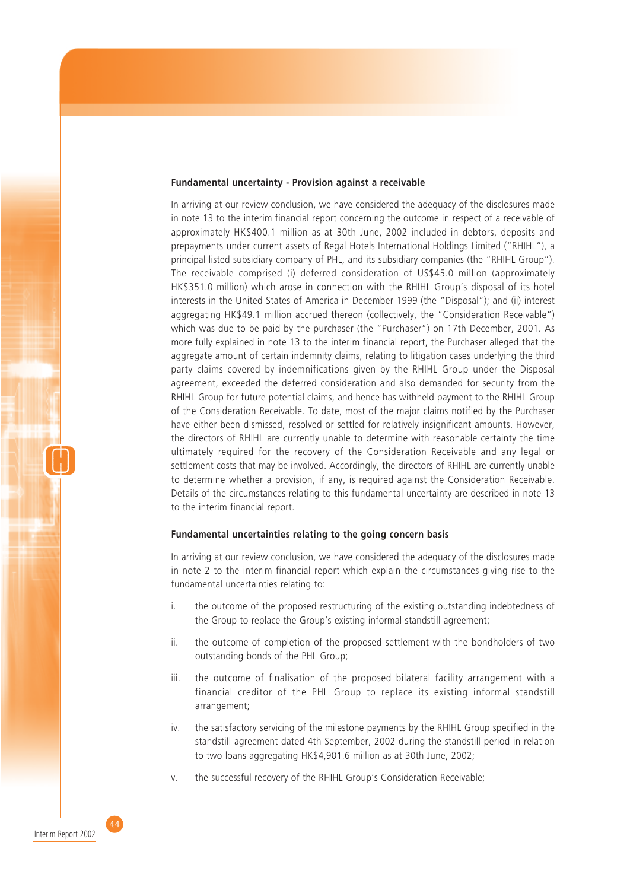**Fundamental uncertainty - Provision against a receivable**

In arriving at our review conclusion, we have considered the adequacy of the disclosures made in note 13 to the interim financial report concerning the outcome in respect of a receivable of approximately HK$400.1 million as at 30th June, 2002 included in debtors, deposits and prepayments under current assets of Regal Hotels International Holdings Limited ("RHIHL"), a principal listed subsidiary company of PHL, and its subsidiary companies (the "RHIHL Group"). The receivable comprised (i) deferred consideration of US$45.0 million (approximately HK$351.0 million) which arose in connection with the RHIHL Group's disposal of its hotel interests in the United States of America in December 1999 (the "Disposal"); and (ii) interest aggregating HK$49.1 million accrued thereon (collectively, the "Consideration Receivable") which was due to be paid by the purchaser (the "Purchaser") on 17th December, 2001. As more fully explained in note 13 to the interim financial report, the Purchaser alleged that the aggregate amount of certain indemnity claims, relating to litigation cases underlying the third party claims covered by indemnifications given by the RHIHL Group under the Disposal agreement, exceeded the deferred consideration and also demanded for security from the RHIHL Group for future potential claims, and hence has withheld payment to the RHIHL Group of the Consideration Receivable. To date, most of the major claims notified by the Purchaser have either been dismissed, resolved or settled for relatively insignificant amounts. However, the directors of RHIHL are currently unable to determine with reasonable certainty the time ultimately required for the recovery of the Consideration Receivable and any legal or settlement costs that may be involved. Accordingly, the directors of RHIHL are currently unable to determine whether a provision, if any, is required against the Consideration Receivable. Details of the circumstances relating to this fundamental uncertainty are described in note 13 to the interim financial report.

**Fundamental uncertainties relating to the going concern basis**

In arriving at our review conclusion, we have considered the adequacy of the disclosures made in note 2 to the interim financial report which explain the circumstances giving rise to the fundamental uncertainties relating to:

i. the outcome of the proposed restructuring of the existing outstanding indebtedness of the Group to replace the Group's existing informal standstill agreement;

ii. the outcome of completion of the proposed settlement with the bondholders of two outstanding bonds of the PHL Group;

iii. the outcome of finalisation of the proposed bilateral facility arrangement with a financial creditor of the PHL Group to replace its existing informal standstill arrangement;

iv. the satisfactory servicing of the milestone payments by the RHIHL Group specified in the standstill agreement dated 4th September, 2002 during the standstill period in relation to two loans aggregating HK$4,901.6 million as at 30th June, 2002;

v. the successful recovery of the RHIHL Group's Consideration Receivable;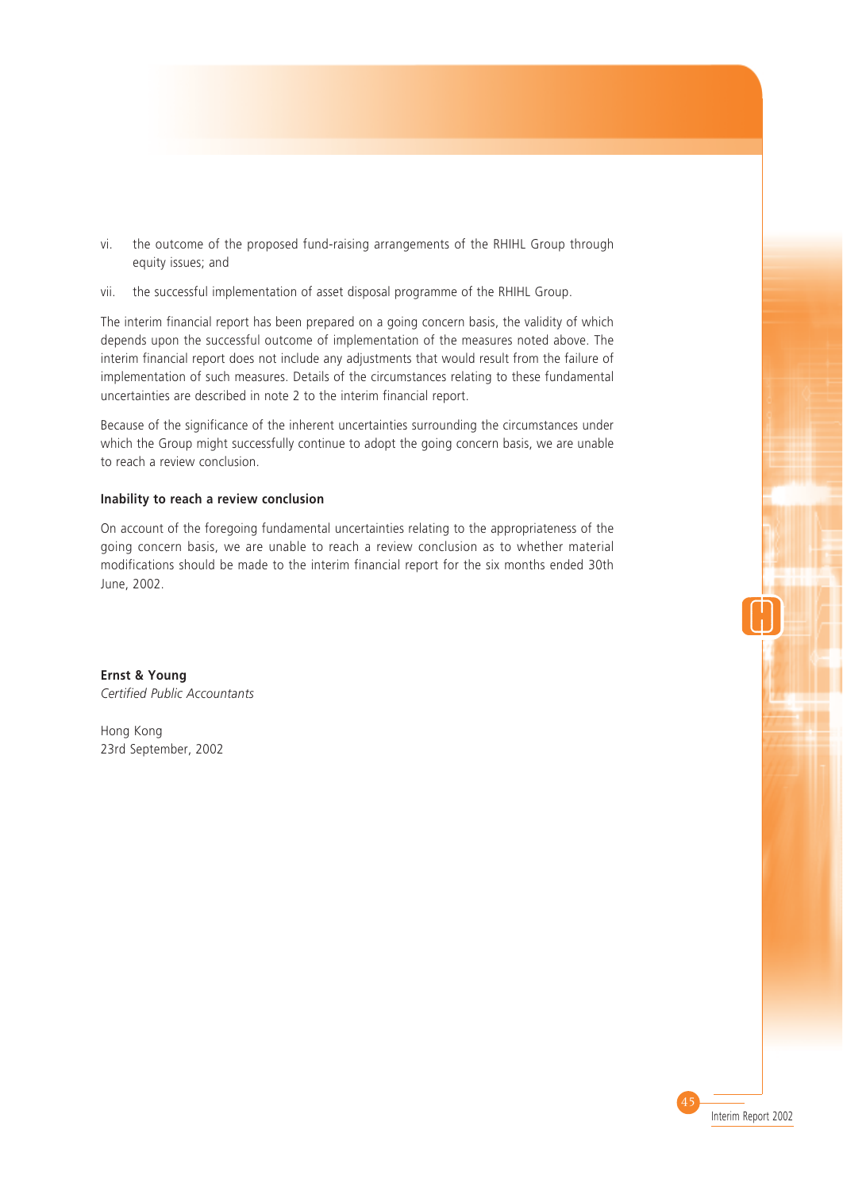vi. the outcome of the proposed fund-raising arrangements of the RHIHL Group through equity issues; and

vii. the successful implementation of asset disposal programme of the RHIHL Group.

The interim financial report has been prepared on a going concern basis, the validity of which depends upon the successful outcome of implementation of the measures noted above. The interim financial report does not include any adjustments that would result from the failure of implementation of such measures. Details of the circumstances relating to these fundamental uncertainties are described in note 2 to the interim financial report.

Because of the significance of the inherent uncertainties surrounding the circumstances under which the Group might successfully continue to adopt the going concern basis, we are unable to reach a review conclusion.

**Inability to reach a review conclusion**

On account of the foregoing fundamental uncertainties relating to the appropriateness of the going concern basis, we are unable to reach a review conclusion as to whether material modifications should be made to the interim financial report for the six months ended 30th June, 2002.

**Ernst & Young**
*Certified Public Accountants*

Hong Kong
23rd September, 2002